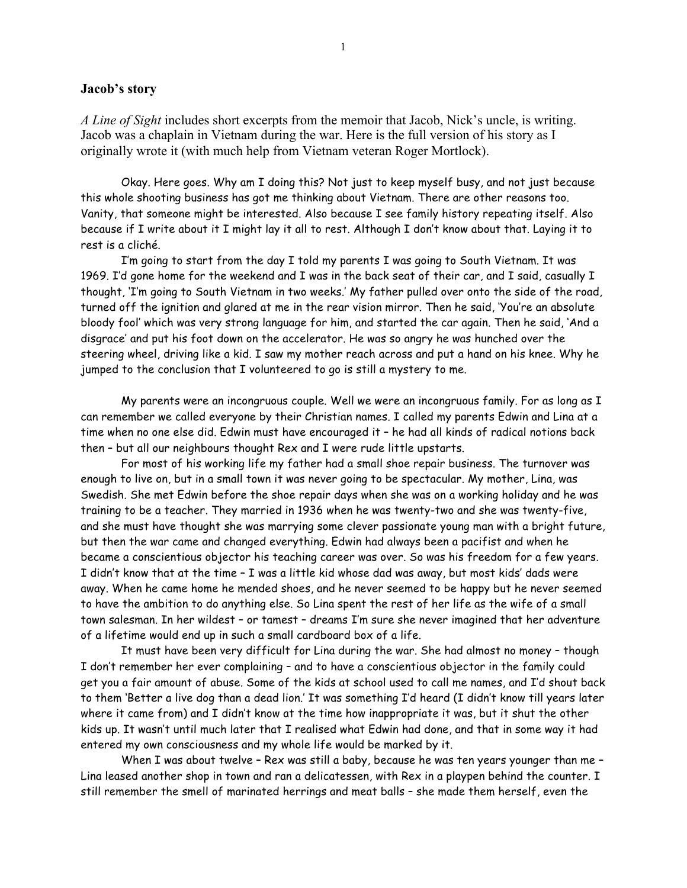**Jacob's story**

*A Line of Sight* includes short excerpts from the memoir that Jacob, Nick's uncle, is writing. Jacob was a chaplain in Vietnam during the war. Here is the full version of his story as I originally wrote it (with much help from Vietnam veteran Roger Mortlock).

Okay. Here goes. Why am I doing this? Not just to keep myself busy, and not just because this whole shooting business has got me thinking about Vietnam. There are other reasons too. Vanity, that someone might be interested. Also because I see family history repeating itself. Also because if I write about it I might lay it all to rest. Although I don't know about that. Laying it to rest is a cliché.

I'm going to start from the day I told my parents I was going to South Vietnam. It was 1969. I'd gone home for the weekend and I was in the back seat of their car, and I said, casually I thought, 'I'm going to South Vietnam in two weeks.' My father pulled over onto the side of the road, turned off the ignition and glared at me in the rear vision mirror. Then he said, 'You're an absolute bloody fool' which was very strong language for him, and started the car again. Then he said, 'And a disgrace' and put his foot down on the accelerator. He was so angry he was hunched over the steering wheel, driving like a kid. I saw my mother reach across and put a hand on his knee. Why he jumped to the conclusion that I volunteered to go is still a mystery to me.

My parents were an incongruous couple. Well we were an incongruous family. For as long as I can remember we called everyone by their Christian names. I called my parents Edwin and Lina at a time when no one else did. Edwin must have encouraged it – he had all kinds of radical notions back then – but all our neighbours thought Rex and I were rude little upstarts.

For most of his working life my father had a small shoe repair business. The turnover was enough to live on, but in a small town it was never going to be spectacular. My mother, Lina, was Swedish. She met Edwin before the shoe repair days when she was on a working holiday and he was training to be a teacher. They married in 1936 when he was twenty-two and she was twenty-five, and she must have thought she was marrying some clever passionate young man with a bright future, but then the war came and changed everything. Edwin had always been a pacifist and when he became a conscientious objector his teaching career was over. So was his freedom for a few years. I didn't know that at the time – I was a little kid whose dad was away, but most kids' dads were away. When he came home he mended shoes, and he never seemed to be happy but he never seemed to have the ambition to do anything else. So Lina spent the rest of her life as the wife of a small town salesman. In her wildest – or tamest – dreams I'm sure she never imagined that her adventure of a lifetime would end up in such a small cardboard box of a life.

It must have been very difficult for Lina during the war. She had almost no money – though I don't remember her ever complaining – and to have a conscientious objector in the family could get you a fair amount of abuse. Some of the kids at school used to call me names, and I'd shout back to them 'Better a live dog than a dead lion.' It was something I'd heard (I didn't know till years later where it came from) and I didn't know at the time how inappropriate it was, but it shut the other kids up. It wasn't until much later that I realised what Edwin had done, and that in some way it had entered my own consciousness and my whole life would be marked by it.

When I was about twelve – Rex was still a baby, because he was ten years younger than me – Lina leased another shop in town and ran a delicatessen, with Rex in a playpen behind the counter. I still remember the smell of marinated herrings and meat balls – she made them herself, even the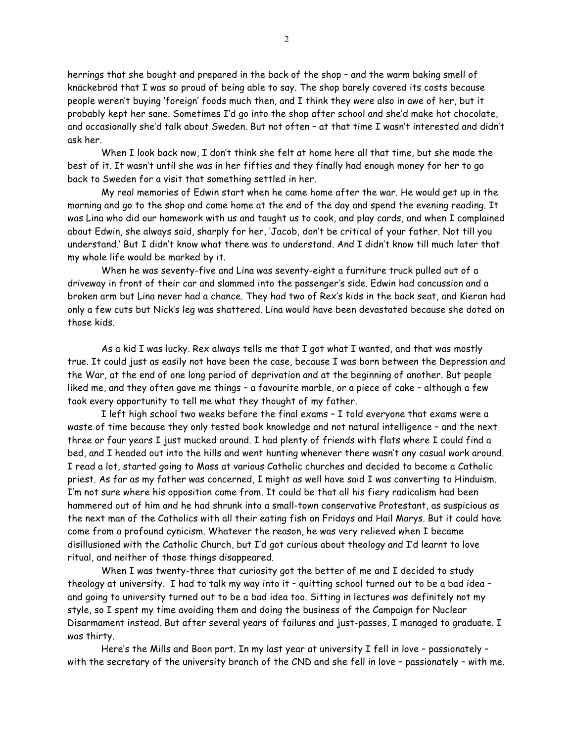herrings that she bought and prepared in the back of the shop – and the warm baking smell of knäckebröd that I was so proud of being able to say. The shop barely covered its costs because people weren't buying 'foreign' foods much then, and I think they were also in awe of her, but it probably kept her sane. Sometimes I'd go into the shop after school and she'd make hot chocolate, and occasionally she'd talk about Sweden. But not often – at that time I wasn't interested and didn't ask her.

When I look back now, I don't think she felt at home here all that time, but she made the best of it. It wasn't until she was in her fifties and they finally had enough money for her to go back to Sweden for a visit that something settled in her.

My real memories of Edwin start when he came home after the war. He would get up in the morning and go to the shop and come home at the end of the day and spend the evening reading. It was Lina who did our homework with us and taught us to cook, and play cards, and when I complained about Edwin, she always said, sharply for her, 'Jacob, don't be critical of your father. Not till you understand.' But I didn't know what there was to understand. And I didn't know till much later that my whole life would be marked by it.

When he was seventy-five and Lina was seventy-eight a furniture truck pulled out of a driveway in front of their car and slammed into the passenger's side. Edwin had concussion and a broken arm but Lina never had a chance. They had two of Rex's kids in the back seat, and Kieran had only a few cuts but Nick's leg was shattered. Lina would have been devastated because she doted on those kids.

As a kid I was lucky. Rex always tells me that I got what I wanted, and that was mostly true. It could just as easily not have been the case, because I was born between the Depression and the War, at the end of one long period of deprivation and at the beginning of another. But people liked me, and they often gave me things – a favourite marble, or a piece of cake – although a few took every opportunity to tell me what they thought of my father.

I left high school two weeks before the final exams – I told everyone that exams were a waste of time because they only tested book knowledge and not natural intelligence – and the next three or four years I just mucked around. I had plenty of friends with flats where I could find a bed, and I headed out into the hills and went hunting whenever there wasn't any casual work around. I read a lot, started going to Mass at various Catholic churches and decided to become a Catholic priest. As far as my father was concerned, I might as well have said I was converting to Hinduism. I'm not sure where his opposition came from. It could be that all his fiery radicalism had been hammered out of him and he had shrunk into a small-town conservative Protestant, as suspicious as the next man of the Catholics with all their eating fish on Fridays and Hail Marys. But it could have come from a profound cynicism. Whatever the reason, he was very relieved when I became disillusioned with the Catholic Church, but I'd got curious about theology and I'd learnt to love ritual, and neither of those things disappeared.

When I was twenty-three that curiosity got the better of me and I decided to study theology at university. I had to talk my way into it – quitting school turned out to be a bad idea – and going to university turned out to be a bad idea too. Sitting in lectures was definitely not my style, so I spent my time avoiding them and doing the business of the Campaign for Nuclear Disarmament instead. But after several years of failures and just-passes, I managed to graduate. I was thirty.

Here's the Mills and Boon part. In my last year at university I fell in love – passionately – with the secretary of the university branch of the CND and she fell in love – passionately – with me.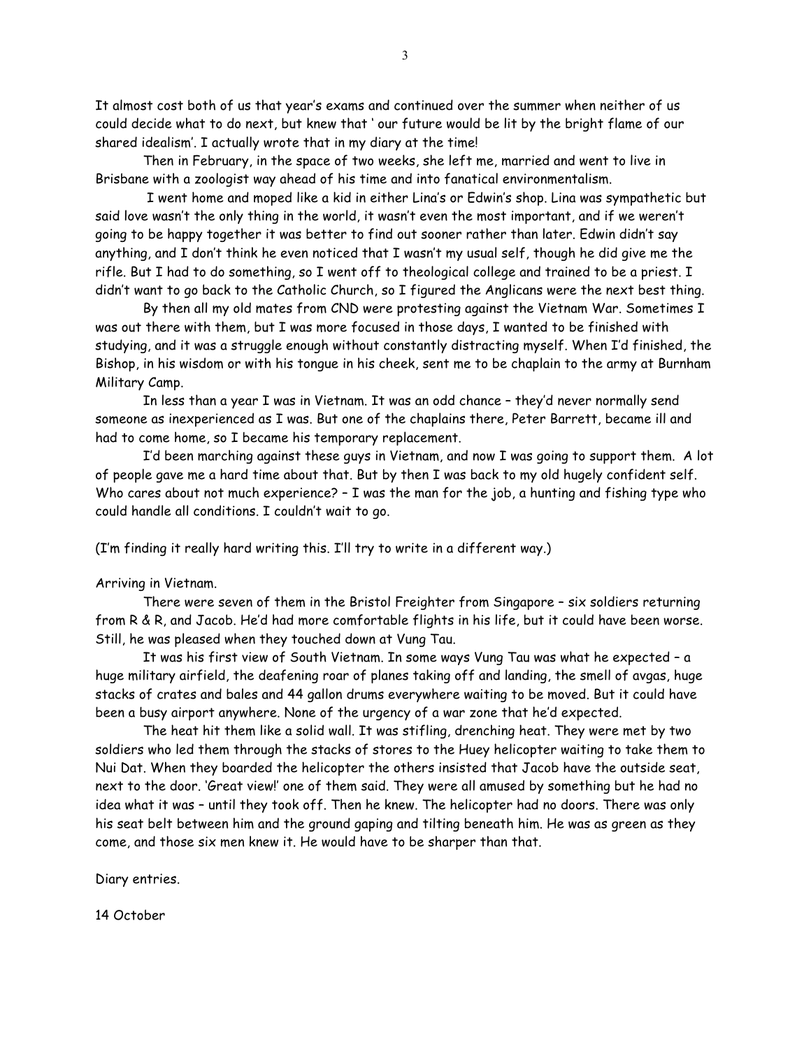It almost cost both of us that year's exams and continued over the summer when neither of us could decide what to do next, but knew that ' our future would be lit by the bright flame of our shared idealism'. I actually wrote that in my diary at the time!

Then in February, in the space of two weeks, she left me, married and went to live in Brisbane with a zoologist way ahead of his time and into fanatical environmentalism.

I went home and moped like a kid in either Lina's or Edwin's shop. Lina was sympathetic but said love wasn't the only thing in the world, it wasn't even the most important, and if we weren't going to be happy together it was better to find out sooner rather than later. Edwin didn't say anything, and I don't think he even noticed that I wasn't my usual self, though he did give me the rifle. But I had to do something, so I went off to theological college and trained to be a priest. I didn't want to go back to the Catholic Church, so I figured the Anglicans were the next best thing.

By then all my old mates from CND were protesting against the Vietnam War. Sometimes I was out there with them, but I was more focused in those days, I wanted to be finished with studying, and it was a struggle enough without constantly distracting myself. When I'd finished, the Bishop, in his wisdom or with his tongue in his cheek, sent me to be chaplain to the army at Burnham Military Camp.

In less than a year I was in Vietnam. It was an odd chance – they'd never normally send someone as inexperienced as I was. But one of the chaplains there, Peter Barrett, became ill and had to come home, so I became his temporary replacement.

I'd been marching against these guys in Vietnam, and now I was going to support them. A lot of people gave me a hard time about that. But by then I was back to my old hugely confident self. Who cares about not much experience? – I was the man for the job, a hunting and fishing type who could handle all conditions. I couldn't wait to go.

(I'm finding it really hard writing this. I'll try to write in a different way.)

Arriving in Vietnam.

There were seven of them in the Bristol Freighter from Singapore – six soldiers returning from R & R, and Jacob. He'd had more comfortable flights in his life, but it could have been worse. Still, he was pleased when they touched down at Vung Tau.

It was his first view of South Vietnam. In some ways Vung Tau was what he expected – a huge military airfield, the deafening roar of planes taking off and landing, the smell of avgas, huge stacks of crates and bales and 44 gallon drums everywhere waiting to be moved. But it could have been a busy airport anywhere. None of the urgency of a war zone that he'd expected.

The heat hit them like a solid wall. It was stifling, drenching heat. They were met by two soldiers who led them through the stacks of stores to the Huey helicopter waiting to take them to Nui Dat. When they boarded the helicopter the others insisted that Jacob have the outside seat, next to the door. 'Great view!' one of them said. They were all amused by something but he had no idea what it was – until they took off. Then he knew. The helicopter had no doors. There was only his seat belt between him and the ground gaping and tilting beneath him. He was as green as they come, and those six men knew it. He would have to be sharper than that.

Diary entries.

14 October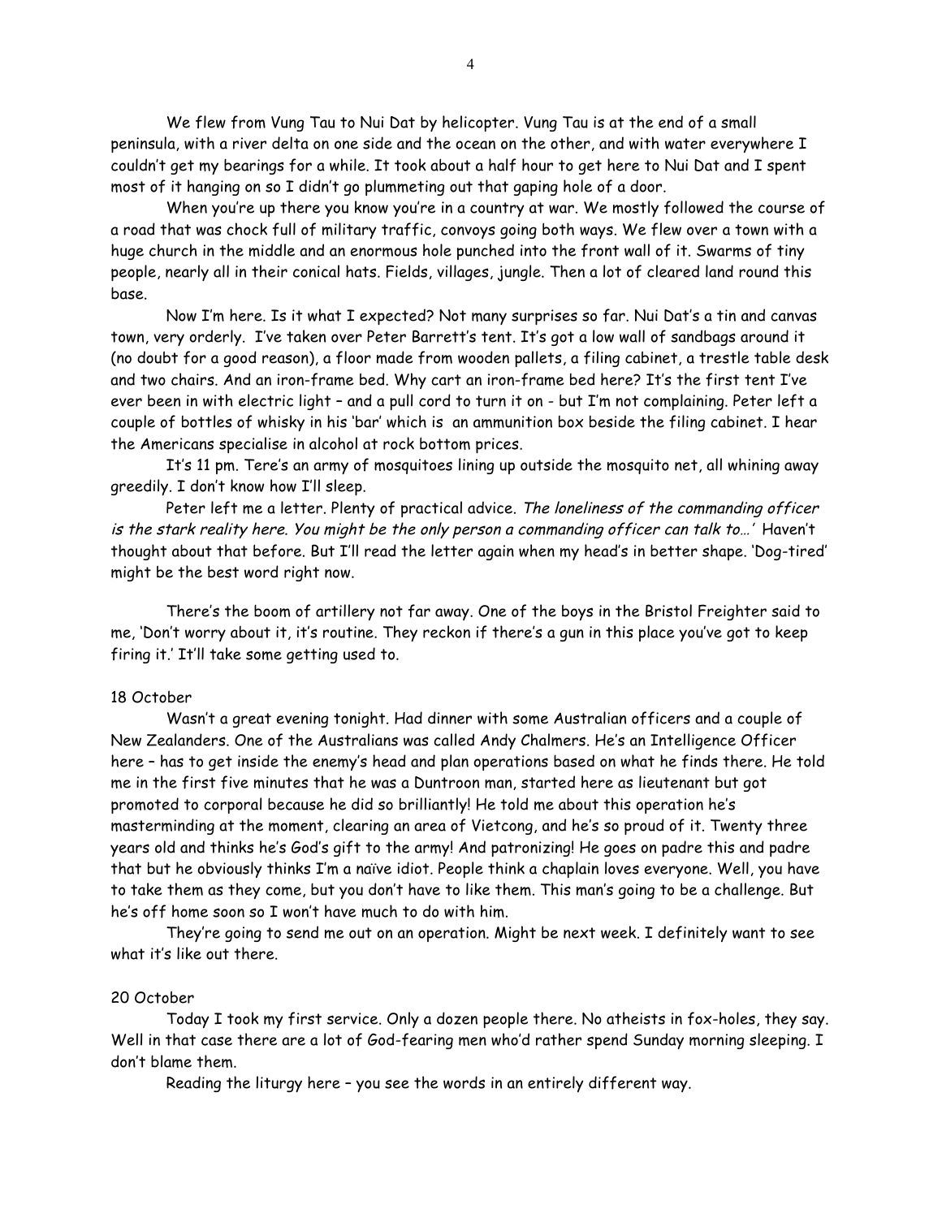We flew from Vung Tau to Nui Dat by helicopter. Vung Tau is at the end of a small peninsula, with a river delta on one side and the ocean on the other, and with water everywhere I couldn't get my bearings for a while. It took about a half hour to get here to Nui Dat and I spent most of it hanging on so I didn't go plummeting out that gaping hole of a door.

When you're up there you know you're in a country at war. We mostly followed the course of a road that was chock full of military traffic, convoys going both ways. We flew over a town with a huge church in the middle and an enormous hole punched into the front wall of it. Swarms of tiny people, nearly all in their conical hats. Fields, villages, jungle. Then a lot of cleared land round this base.

Now I'm here. Is it what I expected? Not many surprises so far. Nui Dat's a tin and canvas town, very orderly. I've taken over Peter Barrett's tent. It's got a low wall of sandbags around it (no doubt for a good reason), a floor made from wooden pallets, a filing cabinet, a trestle table desk and two chairs. And an iron-frame bed. Why cart an iron-frame bed here? It's the first tent I've ever been in with electric light – and a pull cord to turn it on - but I'm not complaining. Peter left a couple of bottles of whisky in his 'bar' which is an ammunition box beside the filing cabinet. I hear the Americans specialise in alcohol at rock bottom prices.

It's 11 pm. Tere's an army of mosquitoes lining up outside the mosquito net, all whining away greedily. I don't know how I'll sleep.

Peter left me a letter. Plenty of practical advice. *The loneliness of the commanding officer is the stark reality here. You might be the only person a commanding officer can talk to…'* Haven't thought about that before. But I'll read the letter again when my head's in better shape. 'Dog-tired' might be the best word right now.

There's the boom of artillery not far away. One of the boys in the Bristol Freighter said to me, 'Don't worry about it, it's routine. They reckon if there's a gun in this place you've got to keep firing it.' It'll take some getting used to.

18 October

Wasn't a great evening tonight. Had dinner with some Australian officers and a couple of New Zealanders. One of the Australians was called Andy Chalmers. He's an Intelligence Officer here – has to get inside the enemy's head and plan operations based on what he finds there. He told me in the first five minutes that he was a Duntroon man, started here as lieutenant but got promoted to corporal because he did so brilliantly! He told me about this operation he's masterminding at the moment, clearing an area of Vietcong, and he's so proud of it. Twenty three years old and thinks he's God's gift to the army! And patronizing! He goes on padre this and padre that but he obviously thinks I'm a naïve idiot. People think a chaplain loves everyone. Well, you have to take them as they come, but you don't have to like them. This man's going to be a challenge. But he's off home soon so I won't have much to do with him.

They're going to send me out on an operation. Might be next week. I definitely want to see what it's like out there.

20 October

Today I took my first service. Only a dozen people there. No atheists in fox-holes, they say. Well in that case there are a lot of God-fearing men who'd rather spend Sunday morning sleeping. I don't blame them.

Reading the liturgy here – you see the words in an entirely different way.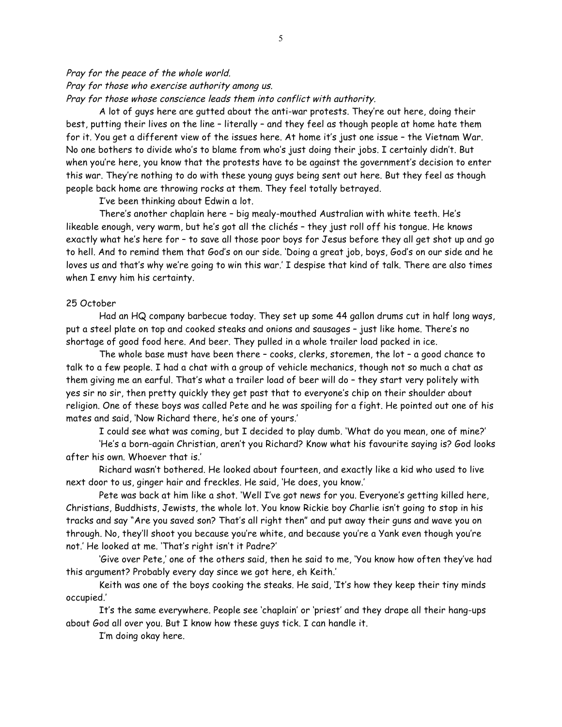*Pray for the peace of the whole world.*
*Pray for those who exercise authority among us.*
*Pray for those whose conscience leads them into conflict with authority.*

A lot of guys here are gutted about the anti-war protests. They're out here, doing their best, putting their lives on the line – literally – and they feel as though people at home hate them for it. You get a different view of the issues here. At home it's just one issue – the Vietnam War. No one bothers to divide who's to blame from who's just doing their jobs. I certainly didn't. But when you're here, you know that the protests have to be against the government's decision to enter this war. They're nothing to do with these young guys being sent out here. But they feel as though people back home are throwing rocks at them. They feel totally betrayed.

I've been thinking about Edwin a lot.

There's another chaplain here – big mealy-mouthed Australian with white teeth. He's likeable enough, very warm, but he's got all the clichés – they just roll off his tongue. He knows exactly what he's here for – to save all those poor boys for Jesus before they all get shot up and go to hell. And to remind them that God's on our side. 'Doing a great job, boys, God's on our side and he loves us and that's why we're going to win this war.' I despise that kind of talk. There are also times when I envy him his certainty.

25 October

Had an HQ company barbecue today. They set up some 44 gallon drums cut in half long ways, put a steel plate on top and cooked steaks and onions and sausages – just like home. There's no shortage of good food here. And beer. They pulled in a whole trailer load packed in ice.

The whole base must have been there – cooks, clerks, storemen, the lot – a good chance to talk to a few people. I had a chat with a group of vehicle mechanics, though not so much a chat as them giving me an earful. That's what a trailer load of beer will do – they start very politely with yes sir no sir, then pretty quickly they get past that to everyone's chip on their shoulder about religion. One of these boys was called Pete and he was spoiling for a fight. He pointed out one of his mates and said, 'Now Richard there, he's one of yours.'

I could see what was coming, but I decided to play dumb. 'What do you mean, one of mine?'

'He's a born-again Christian, aren't you Richard? Know what his favourite saying is? God looks after his own. Whoever that is.'

Richard wasn't bothered. He looked about fourteen, and exactly like a kid who used to live next door to us, ginger hair and freckles. He said, 'He does, you know.'

Pete was back at him like a shot. 'Well I've got news for you. Everyone's getting killed here, Christians, Buddhists, Jewists, the whole lot. You know Rickie boy Charlie isn't going to stop in his tracks and say "Are you saved son? That's all right then" and put away their guns and wave you on through. No, they'll shoot you because you're white, and because you're a Yank even though you're not.' He looked at me. 'That's right isn't it Padre?'

'Give over Pete,' one of the others said, then he said to me, 'You know how often they've had this argument? Probably every day since we got here, eh Keith.'

Keith was one of the boys cooking the steaks. He said, 'It's how they keep their tiny minds occupied.'

It's the same everywhere. People see 'chaplain' or 'priest' and they drape all their hang-ups about God all over you. But I know how these guys tick. I can handle it.

I'm doing okay here.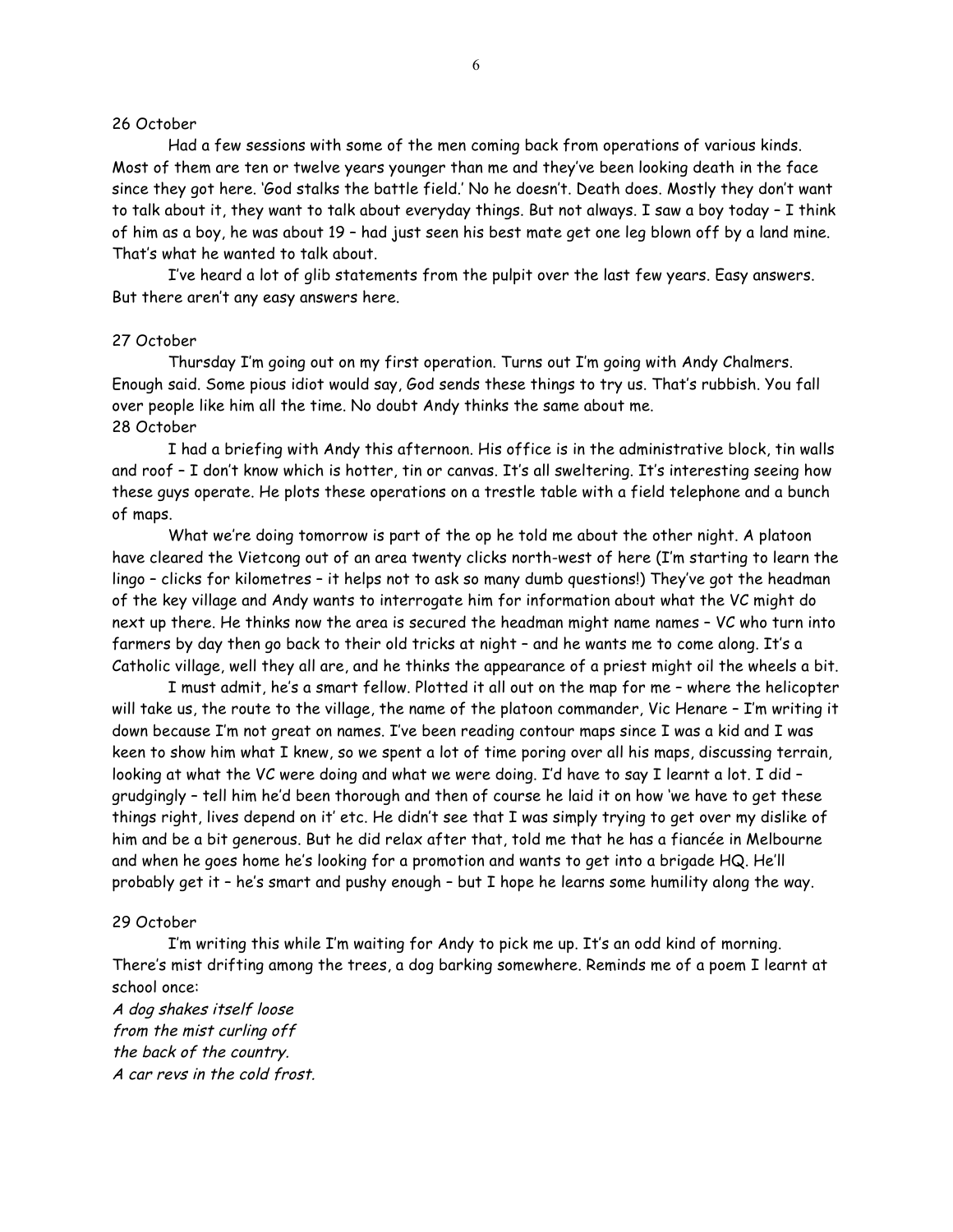26 October

Had a few sessions with some of the men coming back from operations of various kinds. Most of them are ten or twelve years younger than me and they've been looking death in the face since they got here. 'God stalks the battle field.' No he doesn't. Death does. Mostly they don't want to talk about it, they want to talk about everyday things. But not always. I saw a boy today – I think of him as a boy, he was about 19 – had just seen his best mate get one leg blown off by a land mine. That's what he wanted to talk about.

I've heard a lot of glib statements from the pulpit over the last few years. Easy answers. But there aren't any easy answers here.

27 October

Thursday I'm going out on my first operation. Turns out I'm going with Andy Chalmers. Enough said. Some pious idiot would say, God sends these things to try us. That's rubbish. You fall over people like him all the time. No doubt Andy thinks the same about me.

28 October

I had a briefing with Andy this afternoon. His office is in the administrative block, tin walls and roof – I don't know which is hotter, tin or canvas. It's all sweltering. It's interesting seeing how these guys operate. He plots these operations on a trestle table with a field telephone and a bunch of maps.

What we're doing tomorrow is part of the op he told me about the other night. A platoon have cleared the Vietcong out of an area twenty clicks north-west of here (I'm starting to learn the lingo – clicks for kilometres – it helps not to ask so many dumb questions!) They've got the headman of the key village and Andy wants to interrogate him for information about what the VC might do next up there. He thinks now the area is secured the headman might name names – VC who turn into farmers by day then go back to their old tricks at night – and he wants me to come along. It's a Catholic village, well they all are, and he thinks the appearance of a priest might oil the wheels a bit.

I must admit, he's a smart fellow. Plotted it all out on the map for me – where the helicopter will take us, the route to the village, the name of the platoon commander, Vic Henare – I'm writing it down because I'm not great on names. I've been reading contour maps since I was a kid and I was keen to show him what I knew, so we spent a lot of time poring over all his maps, discussing terrain, looking at what the VC were doing and what we were doing. I'd have to say I learnt a lot. I did – grudgingly – tell him he'd been thorough and then of course he laid it on how 'we have to get these things right, lives depend on it' etc. He didn't see that I was simply trying to get over my dislike of him and be a bit generous. But he did relax after that, told me that he has a fiancée in Melbourne and when he goes home he's looking for a promotion and wants to get into a brigade HQ. He'll probably get it – he's smart and pushy enough – but I hope he learns some humility along the way.

29 October

I'm writing this while I'm waiting for Andy to pick me up. It's an odd kind of morning. There's mist drifting among the trees, a dog barking somewhere. Reminds me of a poem I learnt at school once:

*A dog shakes itself loose*  
*from the mist curling off*  
*the back of the country.*  
*A car revs in the cold frost.*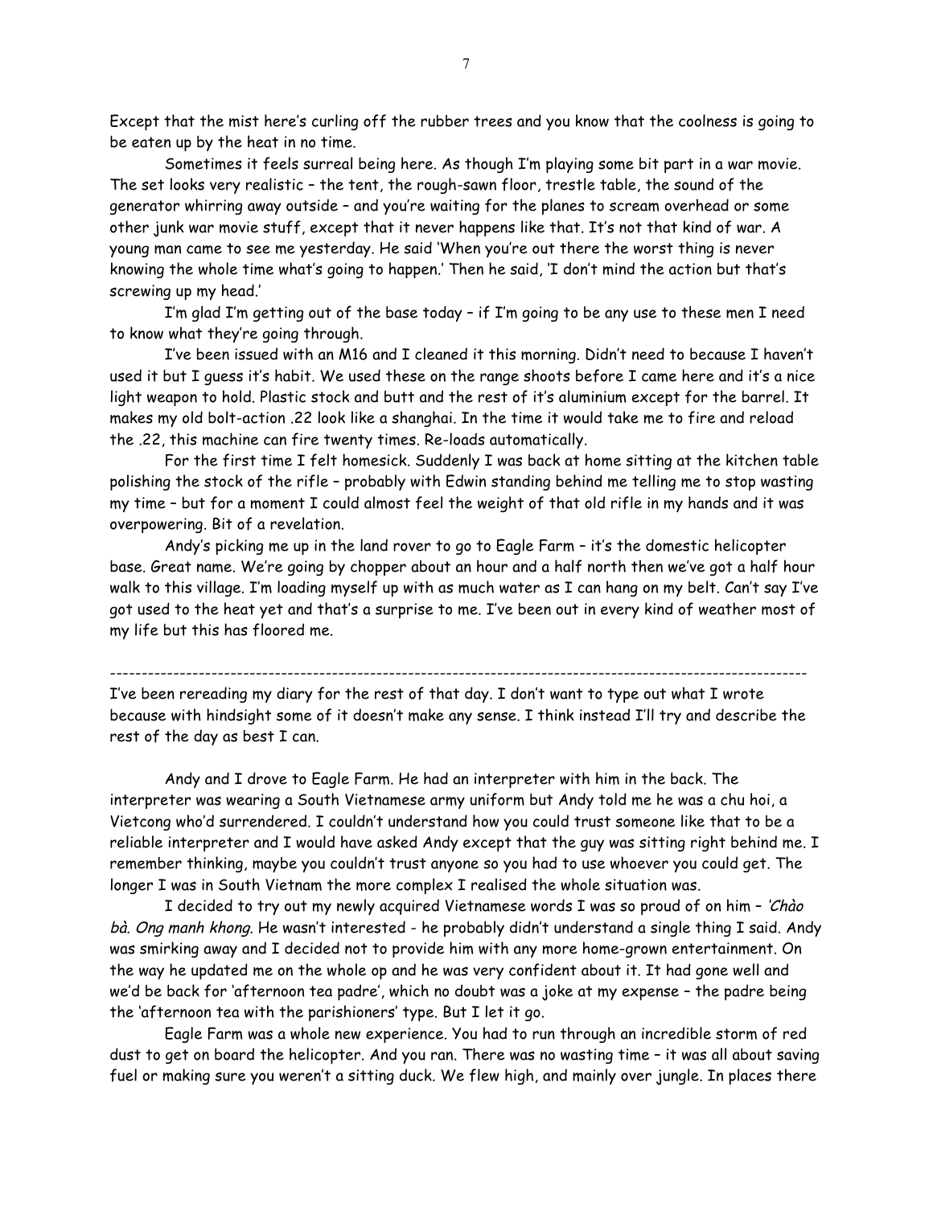Except that the mist here's curling off the rubber trees and you know that the coolness is going to be eaten up by the heat in no time.

Sometimes it feels surreal being here. As though I'm playing some bit part in a war movie. The set looks very realistic – the tent, the rough-sawn floor, trestle table, the sound of the generator whirring away outside – and you're waiting for the planes to scream overhead or some other junk war movie stuff, except that it never happens like that. It's not that kind of war. A young man came to see me yesterday. He said 'When you're out there the worst thing is never knowing the whole time what's going to happen.' Then he said, 'I don't mind the action but that's screwing up my head.'

I'm glad I'm getting out of the base today – if I'm going to be any use to these men I need to know what they're going through.

I've been issued with an M16 and I cleaned it this morning. Didn't need to because I haven't used it but I guess it's habit. We used these on the range shoots before I came here and it's a nice light weapon to hold. Plastic stock and butt and the rest of it's aluminium except for the barrel. It makes my old bolt-action .22 look like a shanghai. In the time it would take me to fire and reload the .22, this machine can fire twenty times. Re-loads automatically.

For the first time I felt homesick. Suddenly I was back at home sitting at the kitchen table polishing the stock of the rifle – probably with Edwin standing behind me telling me to stop wasting my time – but for a moment I could almost feel the weight of that old rifle in my hands and it was overpowering. Bit of a revelation.

Andy's picking me up in the land rover to go to Eagle Farm – it's the domestic helicopter base. Great name. We're going by chopper about an hour and a half north then we've got a half hour walk to this village. I'm loading myself up with as much water as I can hang on my belt. Can't say I've got used to the heat yet and that's a surprise to me. I've been out in every kind of weather most of my life but this has floored me.

---

I've been rereading my diary for the rest of that day. I don't want to type out what I wrote because with hindsight some of it doesn't make any sense. I think instead I'll try and describe the rest of the day as best I can.

Andy and I drove to Eagle Farm. He had an interpreter with him in the back. The interpreter was wearing a South Vietnamese army uniform but Andy told me he was a chu hoi, a Vietcong who'd surrendered. I couldn't understand how you could trust someone like that to be a reliable interpreter and I would have asked Andy except that the guy was sitting right behind me. I remember thinking, maybe you couldn't trust anyone so you had to use whoever you could get. The longer I was in South Vietnam the more complex I realised the whole situation was.

I decided to try out my newly acquired Vietnamese words I was so proud of on him – *'Chào bà. Ong manh khong.* He wasn't interested - he probably didn't understand a single thing I said. Andy was smirking away and I decided not to provide him with any more home-grown entertainment. On the way he updated me on the whole op and he was very confident about it. It had gone well and we'd be back for 'afternoon tea padre', which no doubt was a joke at my expense – the padre being the 'afternoon tea with the parishioners' type. But I let it go.

Eagle Farm was a whole new experience. You had to run through an incredible storm of red dust to get on board the helicopter. And you ran. There was no wasting time – it was all about saving fuel or making sure you weren't a sitting duck. We flew high, and mainly over jungle. In places there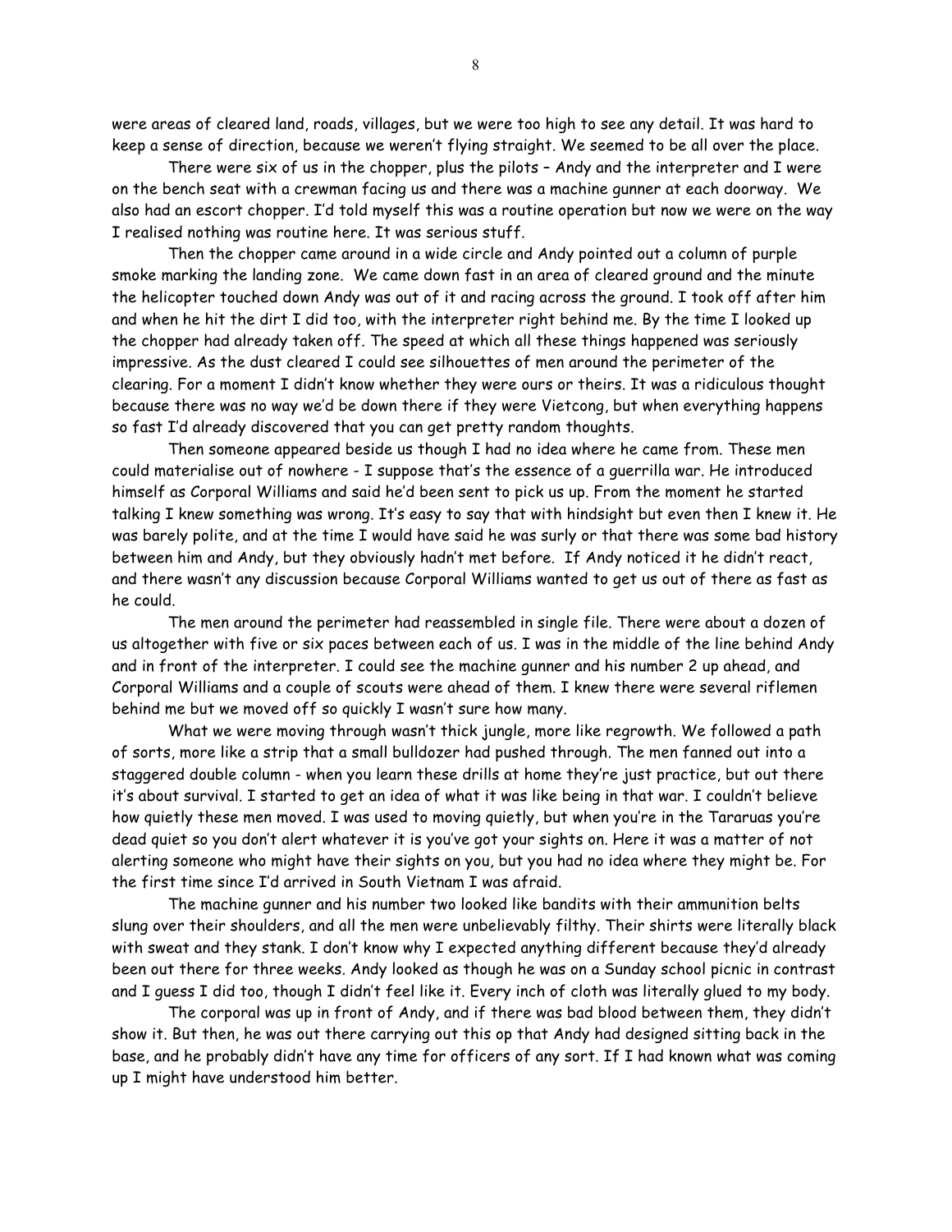were areas of cleared land, roads, villages, but we were too high to see any detail. It was hard to keep a sense of direction, because we weren't flying straight. We seemed to be all over the place.

There were six of us in the chopper, plus the pilots – Andy and the interpreter and I were on the bench seat with a crewman facing us and there was a machine gunner at each doorway. We also had an escort chopper. I'd told myself this was a routine operation but now we were on the way I realised nothing was routine here. It was serious stuff.

Then the chopper came around in a wide circle and Andy pointed out a column of purple smoke marking the landing zone. We came down fast in an area of cleared ground and the minute the helicopter touched down Andy was out of it and racing across the ground. I took off after him and when he hit the dirt I did too, with the interpreter right behind me. By the time I looked up the chopper had already taken off. The speed at which all these things happened was seriously impressive. As the dust cleared I could see silhouettes of men around the perimeter of the clearing. For a moment I didn't know whether they were ours or theirs. It was a ridiculous thought because there was no way we'd be down there if they were Vietcong, but when everything happens so fast I'd already discovered that you can get pretty random thoughts.

Then someone appeared beside us though I had no idea where he came from. These men could materialise out of nowhere - I suppose that's the essence of a guerrilla war. He introduced himself as Corporal Williams and said he'd been sent to pick us up. From the moment he started talking I knew something was wrong. It's easy to say that with hindsight but even then I knew it. He was barely polite, and at the time I would have said he was surly or that there was some bad history between him and Andy, but they obviously hadn't met before. If Andy noticed it he didn't react, and there wasn't any discussion because Corporal Williams wanted to get us out of there as fast as he could.

The men around the perimeter had reassembled in single file. There were about a dozen of us altogether with five or six paces between each of us. I was in the middle of the line behind Andy and in front of the interpreter. I could see the machine gunner and his number 2 up ahead, and Corporal Williams and a couple of scouts were ahead of them. I knew there were several riflemen behind me but we moved off so quickly I wasn't sure how many.

What we were moving through wasn't thick jungle, more like regrowth. We followed a path of sorts, more like a strip that a small bulldozer had pushed through. The men fanned out into a staggered double column - when you learn these drills at home they're just practice, but out there it's about survival. I started to get an idea of what it was like being in that war. I couldn't believe how quietly these men moved. I was used to moving quietly, but when you're in the Tararuas you're dead quiet so you don't alert whatever it is you've got your sights on. Here it was a matter of not alerting someone who might have their sights on you, but you had no idea where they might be. For the first time since I'd arrived in South Vietnam I was afraid.

The machine gunner and his number two looked like bandits with their ammunition belts slung over their shoulders, and all the men were unbelievably filthy. Their shirts were literally black with sweat and they stank. I don't know why I expected anything different because they'd already been out there for three weeks. Andy looked as though he was on a Sunday school picnic in contrast and I guess I did too, though I didn't feel like it. Every inch of cloth was literally glued to my body.

The corporal was up in front of Andy, and if there was bad blood between them, they didn't show it. But then, he was out there carrying out this op that Andy had designed sitting back in the base, and he probably didn't have any time for officers of any sort. If I had known what was coming up I might have understood him better.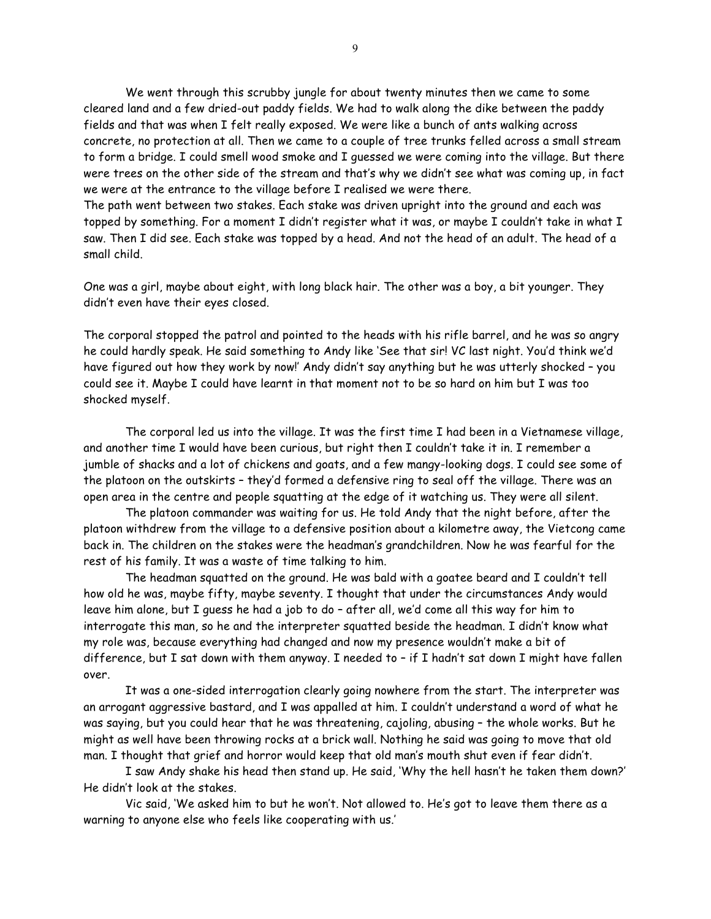We went through this scrubby jungle for about twenty minutes then we came to some cleared land and a few dried-out paddy fields. We had to walk along the dike between the paddy fields and that was when I felt really exposed. We were like a bunch of ants walking across concrete, no protection at all. Then we came to a couple of tree trunks felled across a small stream to form a bridge. I could smell wood smoke and I guessed we were coming into the village. But there were trees on the other side of the stream and that's why we didn't see what was coming up, in fact we were at the entrance to the village before I realised we were there.

The path went between two stakes. Each stake was driven upright into the ground and each was topped by something. For a moment I didn't register what it was, or maybe I couldn't take in what I saw. Then I did see. Each stake was topped by a head. And not the head of an adult. The head of a small child.

One was a girl, maybe about eight, with long black hair. The other was a boy, a bit younger. They didn't even have their eyes closed.

The corporal stopped the patrol and pointed to the heads with his rifle barrel, and he was so angry he could hardly speak. He said something to Andy like 'See that sir! VC last night. You'd think we'd have figured out how they work by now!' Andy didn't say anything but he was utterly shocked – you could see it. Maybe I could have learnt in that moment not to be so hard on him but I was too shocked myself.

The corporal led us into the village. It was the first time I had been in a Vietnamese village, and another time I would have been curious, but right then I couldn't take it in. I remember a jumble of shacks and a lot of chickens and goats, and a few mangy-looking dogs. I could see some of the platoon on the outskirts – they'd formed a defensive ring to seal off the village. There was an open area in the centre and people squatting at the edge of it watching us. They were all silent.

The platoon commander was waiting for us. He told Andy that the night before, after the platoon withdrew from the village to a defensive position about a kilometre away, the Vietcong came back in. The children on the stakes were the headman's grandchildren. Now he was fearful for the rest of his family. It was a waste of time talking to him.

The headman squatted on the ground. He was bald with a goatee beard and I couldn't tell how old he was, maybe fifty, maybe seventy. I thought that under the circumstances Andy would leave him alone, but I guess he had a job to do – after all, we'd come all this way for him to interrogate this man, so he and the interpreter squatted beside the headman. I didn't know what my role was, because everything had changed and now my presence wouldn't make a bit of difference, but I sat down with them anyway. I needed to – if I hadn't sat down I might have fallen over.

It was a one-sided interrogation clearly going nowhere from the start. The interpreter was an arrogant aggressive bastard, and I was appalled at him. I couldn't understand a word of what he was saying, but you could hear that he was threatening, cajoling, abusing – the whole works. But he might as well have been throwing rocks at a brick wall. Nothing he said was going to move that old man. I thought that grief and horror would keep that old man's mouth shut even if fear didn't.

I saw Andy shake his head then stand up. He said, 'Why the hell hasn't he taken them down?' He didn't look at the stakes.

Vic said, 'We asked him to but he won't. Not allowed to. He's got to leave them there as a warning to anyone else who feels like cooperating with us.'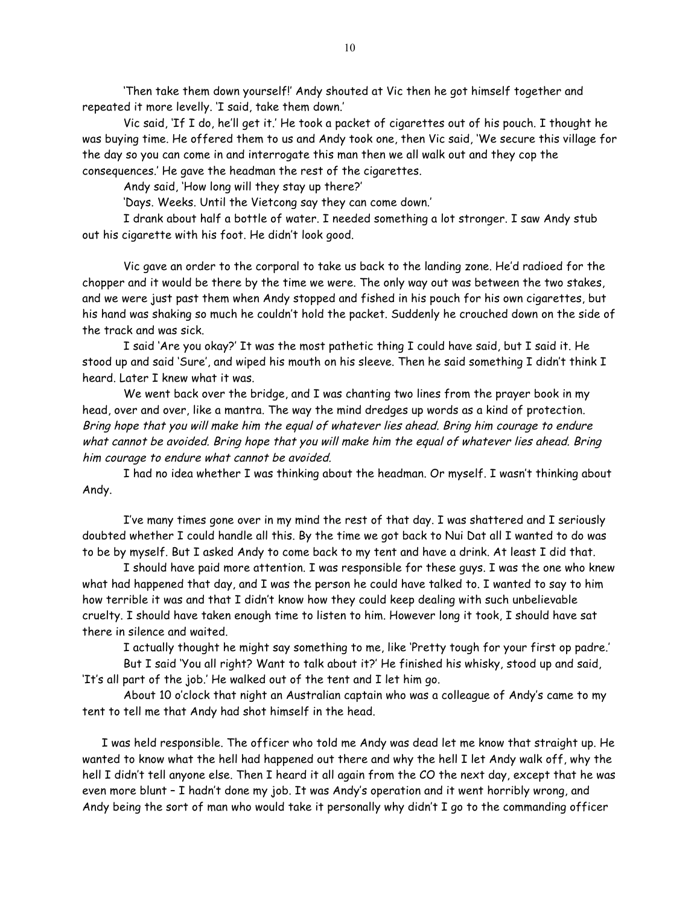'Then take them down yourself!' Andy shouted at Vic then he got himself together and repeated it more levelly. 'I said, take them down.'

Vic said, 'If I do, he'll get it.' He took a packet of cigarettes out of his pouch. I thought he was buying time. He offered them to us and Andy took one, then Vic said, 'We secure this village for the day so you can come in and interrogate this man then we all walk out and they cop the consequences.' He gave the headman the rest of the cigarettes.

Andy said, 'How long will they stay up there?'

'Days. Weeks. Until the Vietcong say they can come down.'

I drank about half a bottle of water. I needed something a lot stronger. I saw Andy stub out his cigarette with his foot. He didn't look good.

Vic gave an order to the corporal to take us back to the landing zone. He'd radioed for the chopper and it would be there by the time we were. The only way out was between the two stakes, and we were just past them when Andy stopped and fished in his pouch for his own cigarettes, but his hand was shaking so much he couldn't hold the packet. Suddenly he crouched down on the side of the track and was sick.

I said 'Are you okay?' It was the most pathetic thing I could have said, but I said it. He stood up and said 'Sure', and wiped his mouth on his sleeve. Then he said something I didn't think I heard. Later I knew what it was.

We went back over the bridge, and I was chanting two lines from the prayer book in my head, over and over, like a mantra. The way the mind dredges up words as a kind of protection. *Bring hope that you will make him the equal of whatever lies ahead. Bring him courage to endure what cannot be avoided. Bring hope that you will make him the equal of whatever lies ahead. Bring him courage to endure what cannot be avoided.*

I had no idea whether I was thinking about the headman. Or myself. I wasn't thinking about Andy.

I've many times gone over in my mind the rest of that day. I was shattered and I seriously doubted whether I could handle all this. By the time we got back to Nui Dat all I wanted to do was to be by myself. But I asked Andy to come back to my tent and have a drink. At least I did that.

I should have paid more attention. I was responsible for these guys. I was the one who knew what had happened that day, and I was the person he could have talked to. I wanted to say to him how terrible it was and that I didn't know how they could keep dealing with such unbelievable cruelty. I should have taken enough time to listen to him. However long it took, I should have sat there in silence and waited.

I actually thought he might say something to me, like 'Pretty tough for your first op padre.'

But I said 'You all right? Want to talk about it?' He finished his whisky, stood up and said, 'It's all part of the job.' He walked out of the tent and I let him go.

About 10 o'clock that night an Australian captain who was a colleague of Andy's came to my tent to tell me that Andy had shot himself in the head.

I was held responsible. The officer who told me Andy was dead let me know that straight up. He wanted to know what the hell had happened out there and why the hell I let Andy walk off, why the hell I didn't tell anyone else. Then I heard it all again from the CO the next day, except that he was even more blunt – I hadn't done my job. It was Andy's operation and it went horribly wrong, and Andy being the sort of man who would take it personally why didn't I go to the commanding officer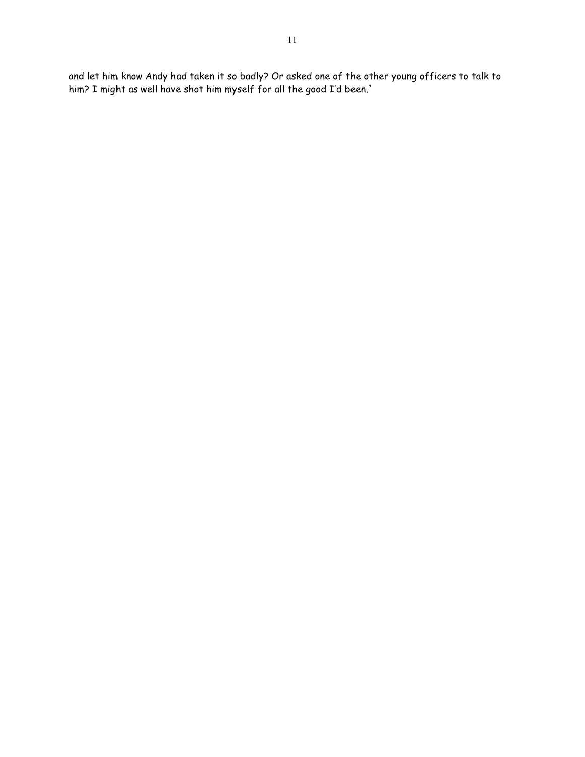and let him know Andy had taken it so badly? Or asked one of the other young officers to talk to him? I might as well have shot him myself for all the good I'd been.'